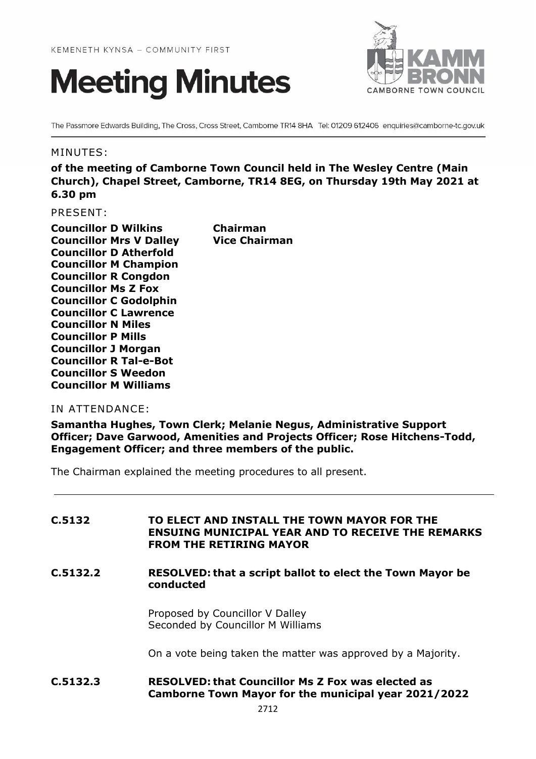KEMENETH KYNSA – COMMUNITY FIRST

# Meeting Minutes

KAMM BRONN
CAMBORNE TOWN COUNCIL

The Passmore Edwards Building, The Cross, Cross Street, Camborne TR14 8HA Tel: 01209 612406 enquiries@camborne-tc.gov.uk

MINUTES:

**of the meeting of Camborne Town Council held in The Wesley Centre (Main Church), Chapel Street, Camborne, TR14 8EG, on Thursday 19th May 2021 at 6.30 pm**

PRESENT:

| | |
|---|---|
| **Councillor D Wilkins** | **Chairman** |
| **Councillor Mrs V Dalley** | **Vice Chairman** |
| **Councillor D Atherfold** | |
| **Councillor M Champion** | |
| **Councillor R Congdon** | |
| **Councillor Ms Z Fox** | |
| **Councillor C Godolphin** | |
| **Councillor C Lawrence** | |
| **Councillor N Miles** | |
| **Councillor P Mills** | |
| **Councillor J Morgan** | |
| **Councillor R Tal-e-Bot** | |
| **Councillor S Weedon** | |
| **Councillor M Williams** | |

IN ATTENDANCE:

**Samantha Hughes, Town Clerk; Melanie Negus, Administrative Support Officer; Dave Garwood, Amenities and Projects Officer; Rose Hitchens-Todd, Engagement Officer; and three members of the public.**

The Chairman explained the meeting procedures to all present.

---

**C.5132 TO ELECT AND INSTALL THE TOWN MAYOR FOR THE ENSUING MUNICIPAL YEAR AND TO RECEIVE THE REMARKS FROM THE RETIRING MAYOR**

**C.5132.2 RESOLVED: that a script ballot to elect the Town Mayor be conducted**

Proposed by Councillor V Dalley
Seconded by Councillor M Williams

On a vote being taken the matter was approved by a Majority.

**C.5132.3 RESOLVED: that Councillor Ms Z Fox was elected as Camborne Town Mayor for the municipal year 2021/2022**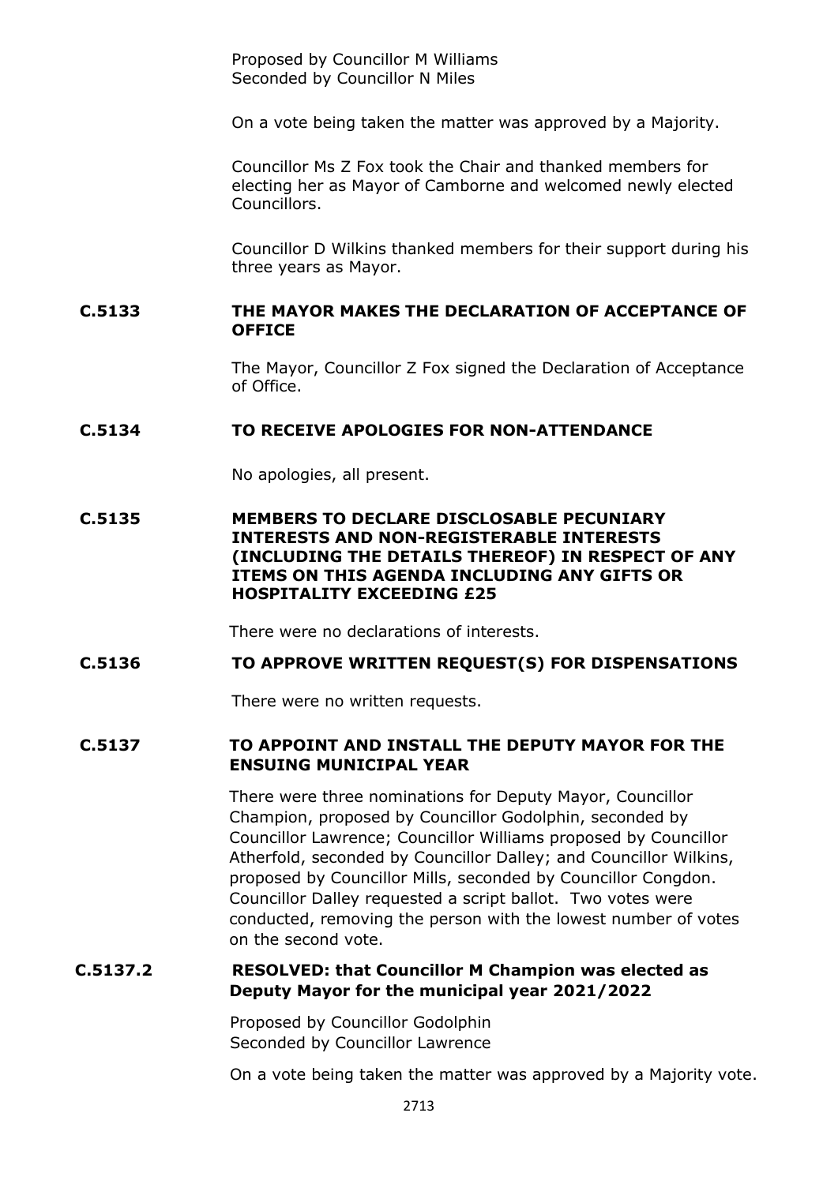Proposed by Councillor M Williams
Seconded by Councillor N Miles

On a vote being taken the matter was approved by a Majority.

Councillor Ms Z Fox took the Chair and thanked members for electing her as Mayor of Camborne and welcomed newly elected Councillors.

Councillor D Wilkins thanked members for their support during his three years as Mayor.

**C.5133 THE MAYOR MAKES THE DECLARATION OF ACCEPTANCE OF OFFICE**

The Mayor, Councillor Z Fox signed the Declaration of Acceptance of Office.

**C.5134 TO RECEIVE APOLOGIES FOR NON-ATTENDANCE**

No apologies, all present.

**C.5135 MEMBERS TO DECLARE DISCLOSABLE PECUNIARY INTERESTS AND NON-REGISTERABLE INTERESTS (INCLUDING THE DETAILS THEREOF) IN RESPECT OF ANY ITEMS ON THIS AGENDA INCLUDING ANY GIFTS OR HOSPITALITY EXCEEDING £25**

There were no declarations of interests.

**C.5136 TO APPROVE WRITTEN REQUEST(S) FOR DISPENSATIONS**

There were no written requests.

**C.5137 TO APPOINT AND INSTALL THE DEPUTY MAYOR FOR THE ENSUING MUNICIPAL YEAR**

There were three nominations for Deputy Mayor, Councillor Champion, proposed by Councillor Godolphin, seconded by Councillor Lawrence; Councillor Williams proposed by Councillor Atherfold, seconded by Councillor Dalley; and Councillor Wilkins, proposed by Councillor Mills, seconded by Councillor Congdon. Councillor Dalley requested a script ballot. Two votes were conducted, removing the person with the lowest number of votes on the second vote.

**C.5137.2 RESOLVED: that Councillor M Champion was elected as Deputy Mayor for the municipal year 2021/2022**

Proposed by Councillor Godolphin
Seconded by Councillor Lawrence

On a vote being taken the matter was approved by a Majority vote.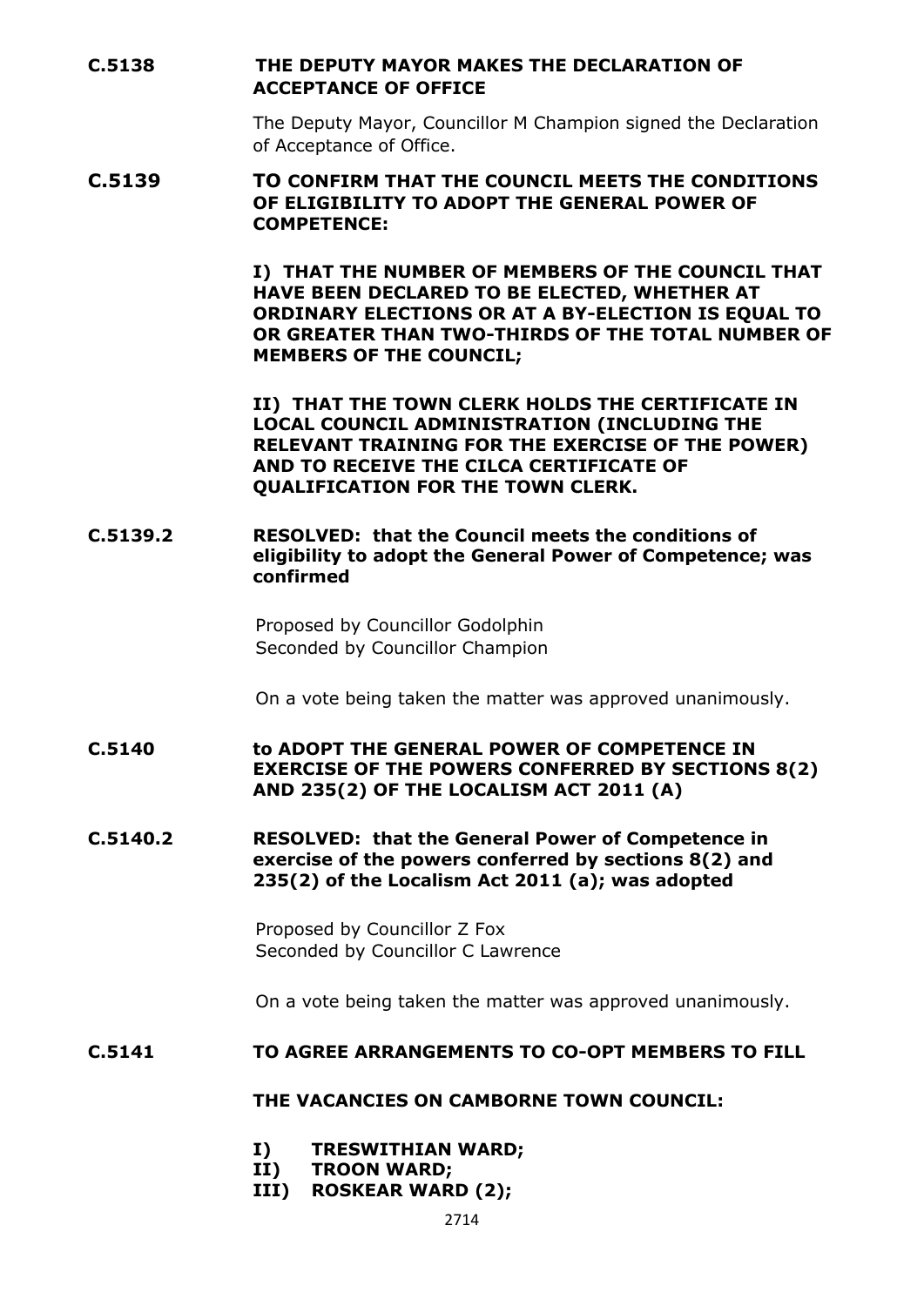**C.5138 THE DEPUTY MAYOR MAKES THE DECLARATION OF ACCEPTANCE OF OFFICE**

The Deputy Mayor, Councillor M Champion signed the Declaration of Acceptance of Office.

**C.5139 TO CONFIRM THAT THE COUNCIL MEETS THE CONDITIONS OF ELIGIBILITY TO ADOPT THE GENERAL POWER OF COMPETENCE:**

**I) THAT THE NUMBER OF MEMBERS OF THE COUNCIL THAT HAVE BEEN DECLARED TO BE ELECTED, WHETHER AT ORDINARY ELECTIONS OR AT A BY-ELECTION IS EQUAL TO OR GREATER THAN TWO-THIRDS OF THE TOTAL NUMBER OF MEMBERS OF THE COUNCIL;**

**II) THAT THE TOWN CLERK HOLDS THE CERTIFICATE IN LOCAL COUNCIL ADMINISTRATION (INCLUDING THE RELEVANT TRAINING FOR THE EXERCISE OF THE POWER) AND TO RECEIVE THE CILCA CERTIFICATE OF QUALIFICATION FOR THE TOWN CLERK.**

**C.5139.2 RESOLVED: that the Council meets the conditions of eligibility to adopt the General Power of Competence; was confirmed**

Proposed by Councillor Godolphin
Seconded by Councillor Champion

On a vote being taken the matter was approved unanimously.

**C.5140 to ADOPT THE GENERAL POWER OF COMPETENCE IN EXERCISE OF THE POWERS CONFERRED BY SECTIONS 8(2) AND 235(2) OF THE LOCALISM ACT 2011 (A)**

**C.5140.2 RESOLVED: that the General Power of Competence in exercise of the powers conferred by sections 8(2) and 235(2) of the Localism Act 2011 (a); was adopted**

Proposed by Councillor Z Fox
Seconded by Councillor C Lawrence

On a vote being taken the matter was approved unanimously.

**C.5141 TO AGREE ARRANGEMENTS TO CO-OPT MEMBERS TO FILL**

**THE VACANCIES ON CAMBORNE TOWN COUNCIL:**

- **I) TRESWITHIAN WARD;**
- **II) TROON WARD;**
- **III) ROSKEAR WARD (2);**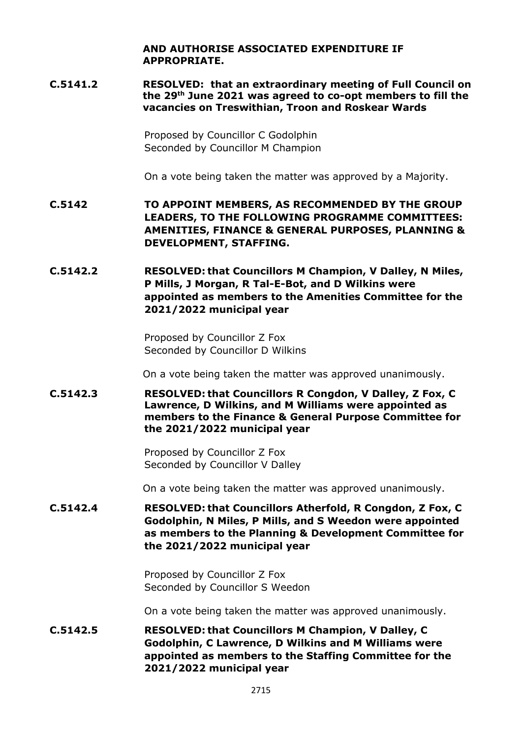**AND AUTHORISE ASSOCIATED EXPENDITURE IF APPROPRIATE.**

**C.5141.2** **RESOLVED: that an extraordinary meeting of Full Council on the 29th June 2021 was agreed to co-opt members to fill the vacancies on Treswithian, Troon and Roskear Wards**

Proposed by Councillor C Godolphin
Seconded by Councillor M Champion

On a vote being taken the matter was approved by a Majority.

**C.5142** **TO APPOINT MEMBERS, AS RECOMMENDED BY THE GROUP LEADERS, TO THE FOLLOWING PROGRAMME COMMITTEES: AMENITIES, FINANCE & GENERAL PURPOSES, PLANNING & DEVELOPMENT, STAFFING.**

**C.5142.2** **RESOLVED: that Councillors M Champion, V Dalley, N Miles, P Mills, J Morgan, R Tal-E-Bot, and D Wilkins were appointed as members to the Amenities Committee for the 2021/2022 municipal year**

Proposed by Councillor Z Fox
Seconded by Councillor D Wilkins

On a vote being taken the matter was approved unanimously.

**C.5142.3** **RESOLVED: that Councillors R Congdon, V Dalley, Z Fox, C Lawrence, D Wilkins, and M Williams were appointed as members to the Finance & General Purpose Committee for the 2021/2022 municipal year**

Proposed by Councillor Z Fox
Seconded by Councillor V Dalley

On a vote being taken the matter was approved unanimously.

**C.5142.4** **RESOLVED: that Councillors Atherfold, R Congdon, Z Fox, C Godolphin, N Miles, P Mills, and S Weedon were appointed as members to the Planning & Development Committee for the 2021/2022 municipal year**

Proposed by Councillor Z Fox
Seconded by Councillor S Weedon

On a vote being taken the matter was approved unanimously.

**C.5142.5** **RESOLVED: that Councillors M Champion, V Dalley, C Godolphin, C Lawrence, D Wilkins and M Williams were appointed as members to the Staffing Committee for the 2021/2022 municipal year**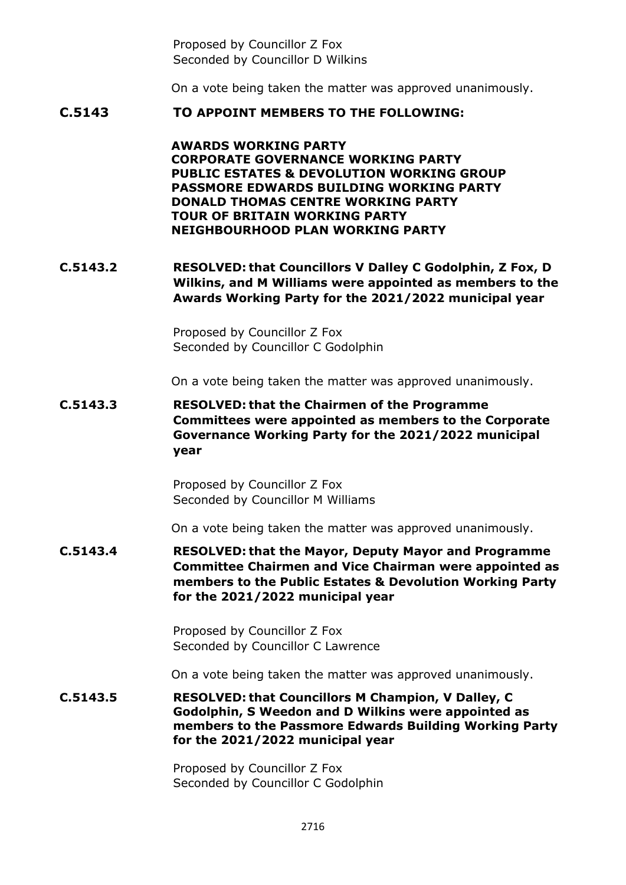Proposed by Councillor Z Fox
Seconded by Councillor D Wilkins

On a vote being taken the matter was approved unanimously.

**C.5143 TO APPOINT MEMBERS TO THE FOLLOWING:**

**AWARDS WORKING PARTY**
**CORPORATE GOVERNANCE WORKING PARTY**
**PUBLIC ESTATES & DEVOLUTION WORKING GROUP**
**PASSMORE EDWARDS BUILDING WORKING PARTY**
**DONALD THOMAS CENTRE WORKING PARTY**
**TOUR OF BRITAIN WORKING PARTY**
**NEIGHBOURHOOD PLAN WORKING PARTY**

**C.5143.2 RESOLVED: that Councillors V Dalley C Godolphin, Z Fox, D Wilkins, and M Williams were appointed as members to the Awards Working Party for the 2021/2022 municipal year**

Proposed by Councillor Z Fox
Seconded by Councillor C Godolphin

On a vote being taken the matter was approved unanimously.

**C.5143.3 RESOLVED: that the Chairmen of the Programme Committees were appointed as members to the Corporate Governance Working Party for the 2021/2022 municipal year**

Proposed by Councillor Z Fox
Seconded by Councillor M Williams

On a vote being taken the matter was approved unanimously.

**C.5143.4 RESOLVED: that the Mayor, Deputy Mayor and Programme Committee Chairmen and Vice Chairman were appointed as members to the Public Estates & Devolution Working Party for the 2021/2022 municipal year**

Proposed by Councillor Z Fox
Seconded by Councillor C Lawrence

On a vote being taken the matter was approved unanimously.

**C.5143.5 RESOLVED: that Councillors M Champion, V Dalley, C Godolphin, S Weedon and D Wilkins were appointed as members to the Passmore Edwards Building Working Party for the 2021/2022 municipal year**

Proposed by Councillor Z Fox
Seconded by Councillor C Godolphin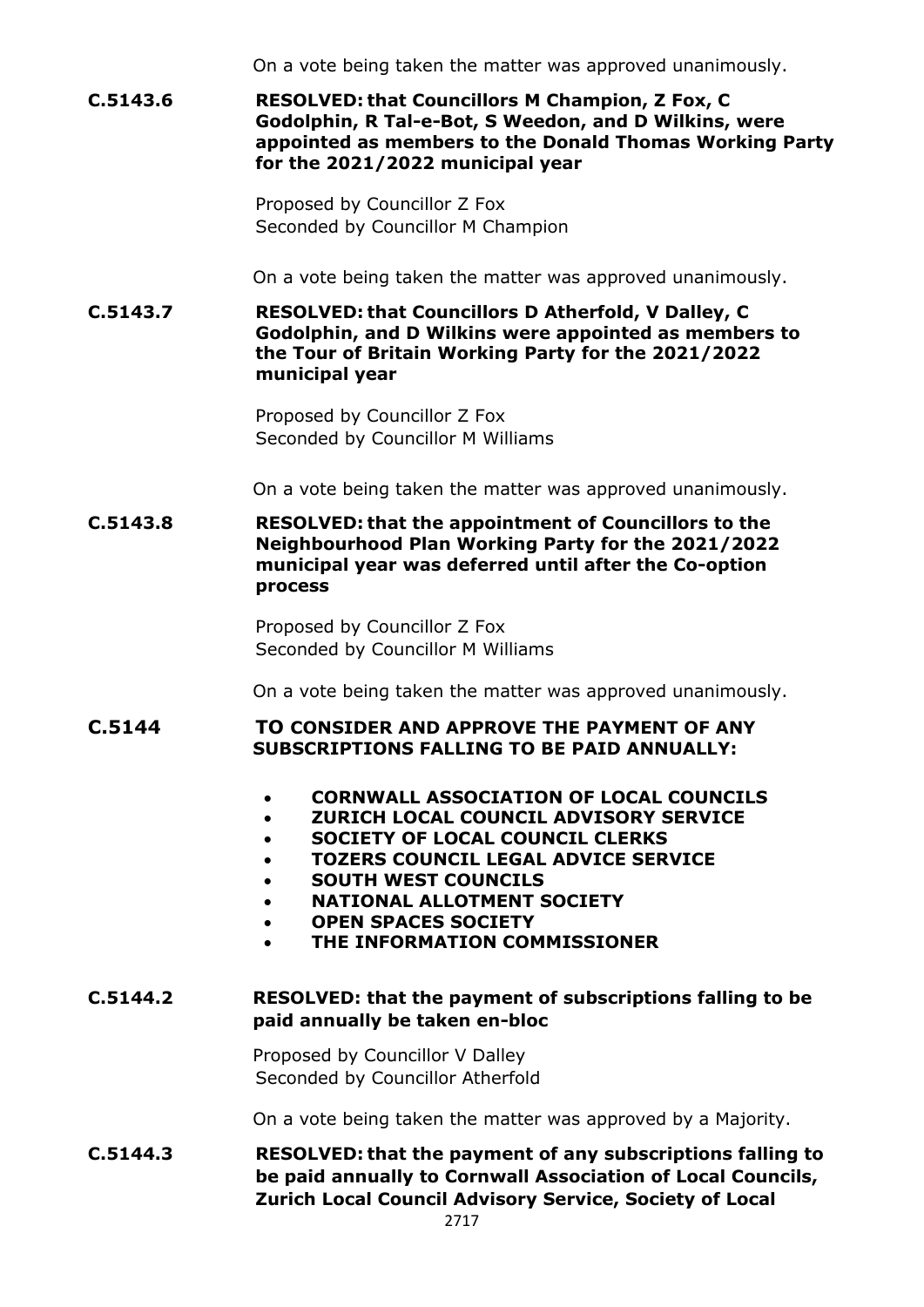On a vote being taken the matter was approved unanimously.

**C.5143.6** **RESOLVED: that Councillors M Champion, Z Fox, C Godolphin, R Tal-e-Bot, S Weedon, and D Wilkins, were appointed as members to the Donald Thomas Working Party for the 2021/2022 municipal year**

Proposed by Councillor Z Fox
Seconded by Councillor M Champion

On a vote being taken the matter was approved unanimously.

**C.5143.7** **RESOLVED: that Councillors D Atherfold, V Dalley, C Godolphin, and D Wilkins were appointed as members to the Tour of Britain Working Party for the 2021/2022 municipal year**

Proposed by Councillor Z Fox
Seconded by Councillor M Williams

On a vote being taken the matter was approved unanimously.

**C.5143.8** **RESOLVED: that the appointment of Councillors to the Neighbourhood Plan Working Party for the 2021/2022 municipal year was deferred until after the Co-option process**

Proposed by Councillor Z Fox
Seconded by Councillor M Williams

On a vote being taken the matter was approved unanimously.

## C.5144 TO CONSIDER AND APPROVE THE PAYMENT OF ANY SUBSCRIPTIONS FALLING TO BE PAID ANNUALLY:

- **CORNWALL ASSOCIATION OF LOCAL COUNCILS**
- **ZURICH LOCAL COUNCIL ADVISORY SERVICE**
- **SOCIETY OF LOCAL COUNCIL CLERKS**
- **TOZERS COUNCIL LEGAL ADVICE SERVICE**
- **SOUTH WEST COUNCILS**
- **NATIONAL ALLOTMENT SOCIETY**
- **OPEN SPACES SOCIETY**
- **THE INFORMATION COMMISSIONER**

**C.5144.2** **RESOLVED: that the payment of subscriptions falling to be paid annually be taken en-bloc**

Proposed by Councillor V Dalley
Seconded by Councillor Atherfold

On a vote being taken the matter was approved by a Majority.

**C.5144.3** **RESOLVED: that the payment of any subscriptions falling to be paid annually to Cornwall Association of Local Councils, Zurich Local Council Advisory Service, Society of Local**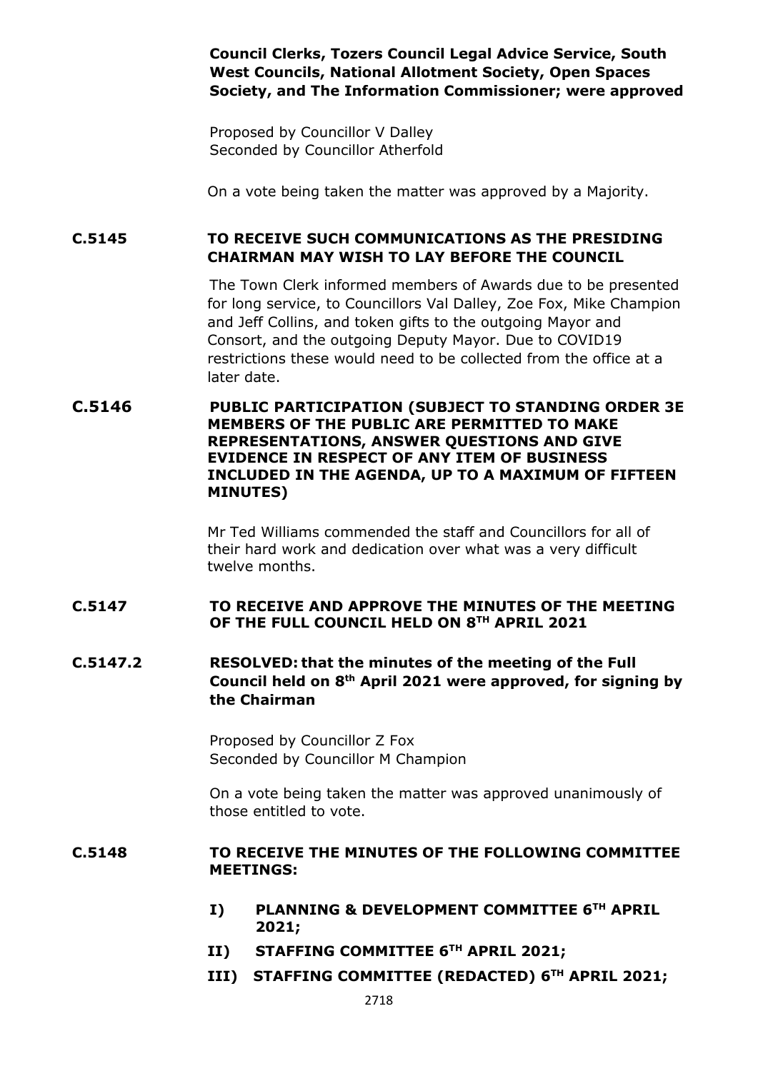**Council Clerks, Tozers Council Legal Advice Service, South West Councils, National Allotment Society, Open Spaces Society, and The Information Commissioner; were approved**

Proposed by Councillor V Dalley
Seconded by Councillor Atherfold

On a vote being taken the matter was approved by a Majority.

**C.5145 TO RECEIVE SUCH COMMUNICATIONS AS THE PRESIDING CHAIRMAN MAY WISH TO LAY BEFORE THE COUNCIL**

The Town Clerk informed members of Awards due to be presented for long service, to Councillors Val Dalley, Zoe Fox, Mike Champion and Jeff Collins, and token gifts to the outgoing Mayor and Consort, and the outgoing Deputy Mayor. Due to COVID19 restrictions these would need to be collected from the office at a later date.

**C.5146 PUBLIC PARTICIPATION (SUBJECT TO STANDING ORDER 3E MEMBERS OF THE PUBLIC ARE PERMITTED TO MAKE REPRESENTATIONS, ANSWER QUESTIONS AND GIVE EVIDENCE IN RESPECT OF ANY ITEM OF BUSINESS INCLUDED IN THE AGENDA, UP TO A MAXIMUM OF FIFTEEN MINUTES)**

Mr Ted Williams commended the staff and Councillors for all of their hard work and dedication over what was a very difficult twelve months.

**C.5147 TO RECEIVE AND APPROVE THE MINUTES OF THE MEETING OF THE FULL COUNCIL HELD ON 8TH APRIL 2021**

**C.5147.2 RESOLVED: that the minutes of the meeting of the Full Council held on 8th April 2021 were approved, for signing by the Chairman**

Proposed by Councillor Z Fox
Seconded by Councillor M Champion

On a vote being taken the matter was approved unanimously of those entitled to vote.

**C.5148 TO RECEIVE THE MINUTES OF THE FOLLOWING COMMITTEE MEETINGS:**

- **I) PLANNING & DEVELOPMENT COMMITTEE 6TH APRIL 2021;**
- **II) STAFFING COMMITTEE 6TH APRIL 2021;**
- **III) STAFFING COMMITTEE (REDACTED) 6TH APRIL 2021;**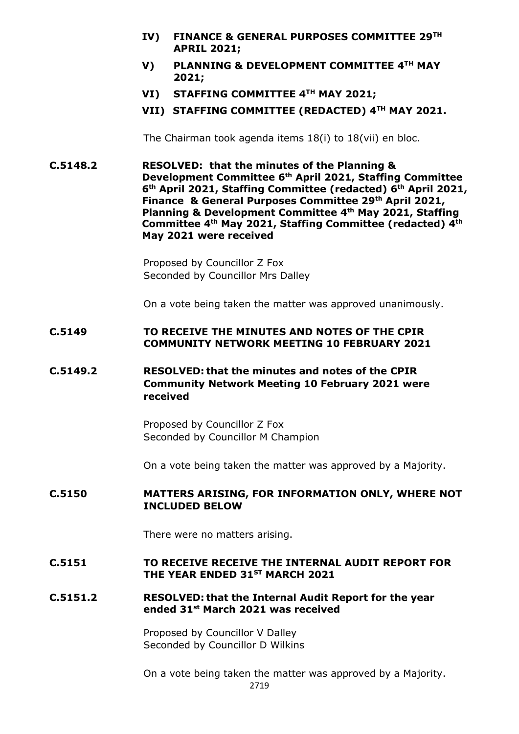- **IV) FINANCE & GENERAL PURPOSES COMMITTEE 29TH APRIL 2021;**
- **V) PLANNING & DEVELOPMENT COMMITTEE 4TH MAY 2021;**
- **VI) STAFFING COMMITTEE 4TH MAY 2021;**
- **VII) STAFFING COMMITTEE (REDACTED) 4TH MAY 2021.**

The Chairman took agenda items 18(i) to 18(vii) en bloc.

**C.5148.2 RESOLVED: that the minutes of the Planning & Development Committee 6th April 2021, Staffing Committee 6th April 2021, Staffing Committee (redacted) 6th April 2021, Finance & General Purposes Committee 29th April 2021, Planning & Development Committee 4th May 2021, Staffing Committee 4th May 2021, Staffing Committee (redacted) 4th May 2021 were received**

Proposed by Councillor Z Fox
Seconded by Councillor Mrs Dalley

On a vote being taken the matter was approved unanimously.

**C.5149 TO RECEIVE THE MINUTES AND NOTES OF THE CPIR COMMUNITY NETWORK MEETING 10 FEBRUARY 2021**

**C.5149.2 RESOLVED: that the minutes and notes of the CPIR Community Network Meeting 10 February 2021 were received**

Proposed by Councillor Z Fox
Seconded by Councillor M Champion

On a vote being taken the matter was approved by a Majority.

**C.5150 MATTERS ARISING, FOR INFORMATION ONLY, WHERE NOT INCLUDED BELOW**

There were no matters arising.

**C.5151 TO RECEIVE RECEIVE THE INTERNAL AUDIT REPORT FOR THE YEAR ENDED 31ST MARCH 2021**

**C.5151.2 RESOLVED: that the Internal Audit Report for the year ended 31st March 2021 was received**

Proposed by Councillor V Dalley
Seconded by Councillor D Wilkins

On a vote being taken the matter was approved by a Majority.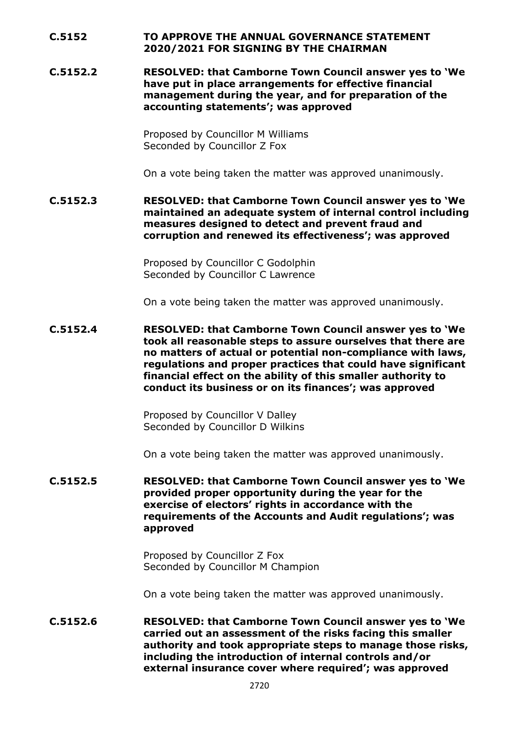**C.5152 TO APPROVE THE ANNUAL GOVERNANCE STATEMENT 2020/2021 FOR SIGNING BY THE CHAIRMAN**

**C.5152.2 RESOLVED: that Camborne Town Council answer yes to 'We have put in place arrangements for effective financial management during the year, and for preparation of the accounting statements'; was approved**

Proposed by Councillor M Williams
Seconded by Councillor Z Fox

On a vote being taken the matter was approved unanimously.

**C.5152.3 RESOLVED: that Camborne Town Council answer yes to 'We maintained an adequate system of internal control including measures designed to detect and prevent fraud and corruption and renewed its effectiveness'; was approved**

Proposed by Councillor C Godolphin
Seconded by Councillor C Lawrence

On a vote being taken the matter was approved unanimously.

**C.5152.4 RESOLVED: that Camborne Town Council answer yes to 'We took all reasonable steps to assure ourselves that there are no matters of actual or potential non-compliance with laws, regulations and proper practices that could have significant financial effect on the ability of this smaller authority to conduct its business or on its finances'; was approved**

Proposed by Councillor V Dalley
Seconded by Councillor D Wilkins

On a vote being taken the matter was approved unanimously.

**C.5152.5 RESOLVED: that Camborne Town Council answer yes to 'We provided proper opportunity during the year for the exercise of electors' rights in accordance with the requirements of the Accounts and Audit regulations'; was approved**

Proposed by Councillor Z Fox
Seconded by Councillor M Champion

On a vote being taken the matter was approved unanimously.

**C.5152.6 RESOLVED: that Camborne Town Council answer yes to 'We carried out an assessment of the risks facing this smaller authority and took appropriate steps to manage those risks, including the introduction of internal controls and/or external insurance cover where required'; was approved**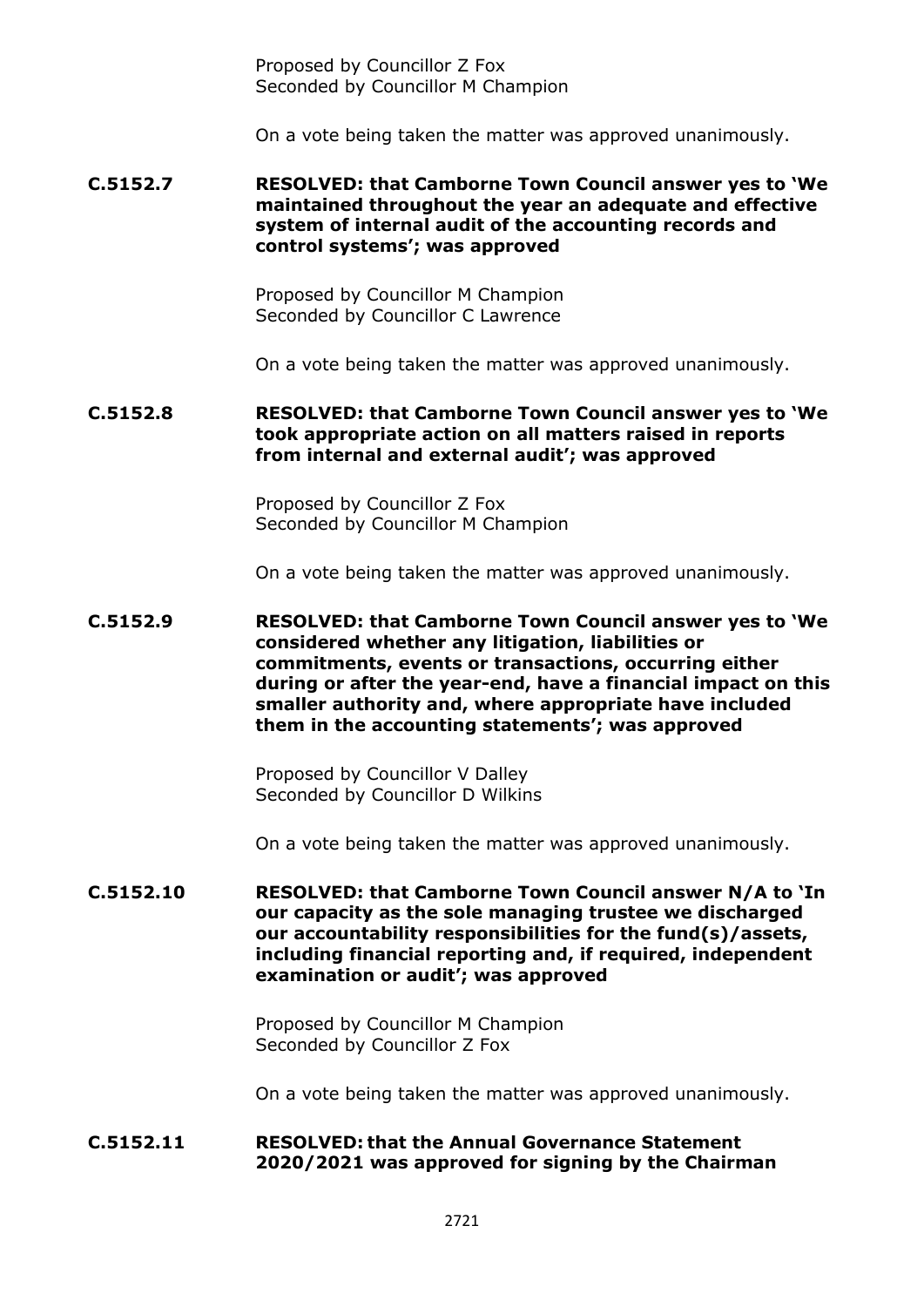Proposed by Councillor Z Fox
Seconded by Councillor M Champion

On a vote being taken the matter was approved unanimously.

**C.5152.7** **RESOLVED: that Camborne Town Council answer yes to 'We maintained throughout the year an adequate and effective system of internal audit of the accounting records and control systems'; was approved**

Proposed by Councillor M Champion
Seconded by Councillor C Lawrence

On a vote being taken the matter was approved unanimously.

**C.5152.8** **RESOLVED: that Camborne Town Council answer yes to 'We took appropriate action on all matters raised in reports from internal and external audit'; was approved**

Proposed by Councillor Z Fox
Seconded by Councillor M Champion

On a vote being taken the matter was approved unanimously.

**C.5152.9** **RESOLVED: that Camborne Town Council answer yes to 'We considered whether any litigation, liabilities or commitments, events or transactions, occurring either during or after the year-end, have a financial impact on this smaller authority and, where appropriate have included them in the accounting statements'; was approved**

Proposed by Councillor V Dalley
Seconded by Councillor D Wilkins

On a vote being taken the matter was approved unanimously.

**C.5152.10** **RESOLVED: that Camborne Town Council answer N/A to 'In our capacity as the sole managing trustee we discharged our accountability responsibilities for the fund(s)/assets, including financial reporting and, if required, independent examination or audit'; was approved**

Proposed by Councillor M Champion
Seconded by Councillor Z Fox

On a vote being taken the matter was approved unanimously.

**C.5152.11** **RESOLVED: that the Annual Governance Statement 2020/2021 was approved for signing by the Chairman**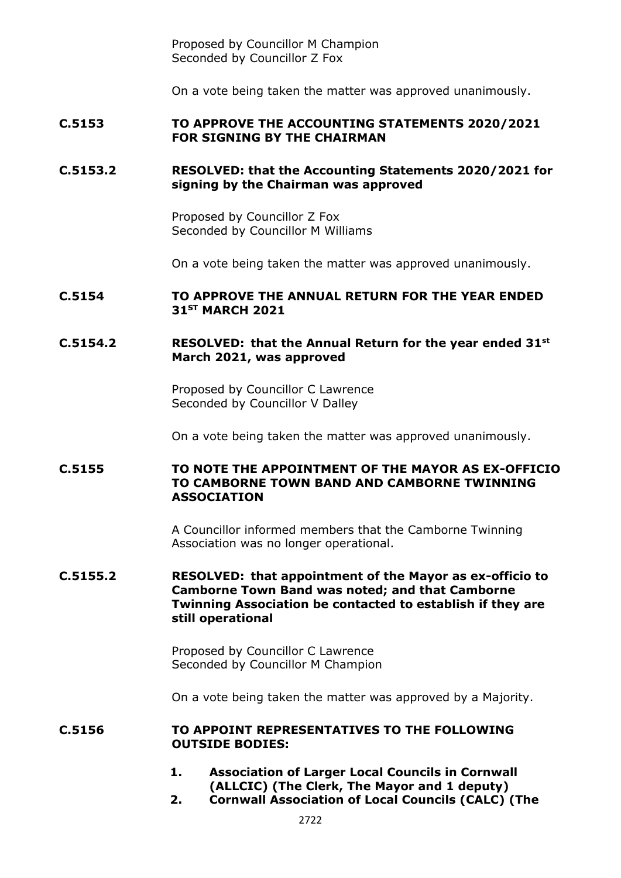Proposed by Councillor M Champion
Seconded by Councillor Z Fox

On a vote being taken the matter was approved unanimously.

**C.5153 TO APPROVE THE ACCOUNTING STATEMENTS 2020/2021 FOR SIGNING BY THE CHAIRMAN**

**C.5153.2 RESOLVED: that the Accounting Statements 2020/2021 for signing by the Chairman was approved**

Proposed by Councillor Z Fox
Seconded by Councillor M Williams

On a vote being taken the matter was approved unanimously.

**C.5154 TO APPROVE THE ANNUAL RETURN FOR THE YEAR ENDED 31ST MARCH 2021**

**C.5154.2 RESOLVED: that the Annual Return for the year ended 31st March 2021, was approved**

Proposed by Councillor C Lawrence
Seconded by Councillor V Dalley

On a vote being taken the matter was approved unanimously.

**C.5155 TO NOTE THE APPOINTMENT OF THE MAYOR AS EX-OFFICIO TO CAMBORNE TOWN BAND AND CAMBORNE TWINNING ASSOCIATION**

A Councillor informed members that the Camborne Twinning Association was no longer operational.

**C.5155.2 RESOLVED: that appointment of the Mayor as ex-officio to Camborne Town Band was noted; and that Camborne Twinning Association be contacted to establish if they are still operational**

Proposed by Councillor C Lawrence
Seconded by Councillor M Champion

On a vote being taken the matter was approved by a Majority.

**C.5156 TO APPOINT REPRESENTATIVES TO THE FOLLOWING OUTSIDE BODIES:**

1. **Association of Larger Local Councils in Cornwall (ALLCIC) (The Clerk, The Mayor and 1 deputy)**
2. **Cornwall Association of Local Councils (CALC) (The**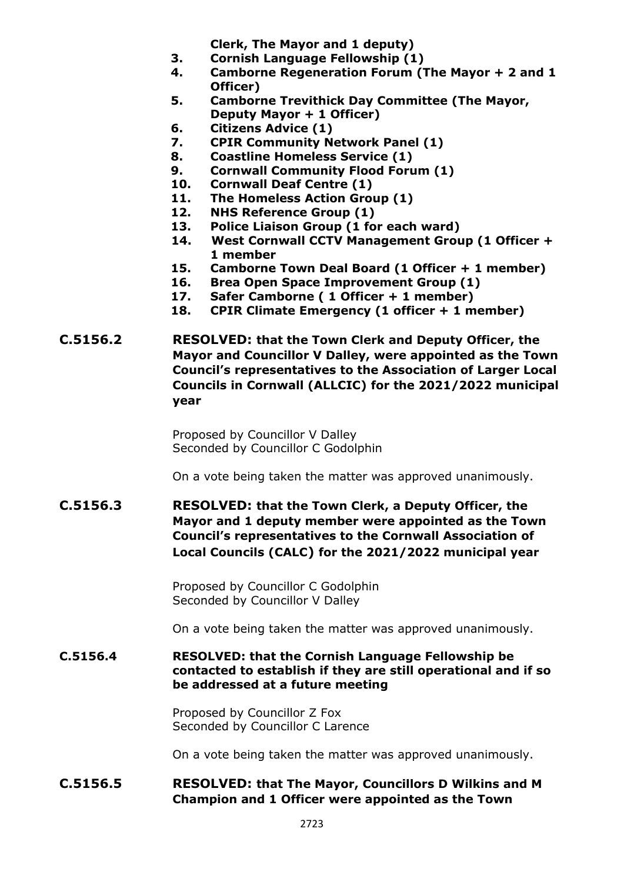**Clerk, The Mayor and 1 deputy)**

3. **Cornish Language Fellowship (1)**
4. **Camborne Regeneration Forum (The Mayor + 2 and 1 Officer)**
5. **Camborne Trevithick Day Committee (The Mayor, Deputy Mayor + 1 Officer)**
6. **Citizens Advice (1)**
7. **CPIR Community Network Panel (1)**
8. **Coastline Homeless Service (1)**
9. **Cornwall Community Flood Forum (1)**
10. **Cornwall Deaf Centre (1)**
11. **The Homeless Action Group (1)**
12. **NHS Reference Group (1)**
13. **Police Liaison Group (1 for each ward)**
14. **West Cornwall CCTV Management Group (1 Officer + 1 member**
15. **Camborne Town Deal Board (1 Officer + 1 member)**
16. **Brea Open Space Improvement Group (1)**
17. **Safer Camborne ( 1 Officer + 1 member)**
18. **CPIR Climate Emergency (1 officer + 1 member)**

**C.5156.2** **RESOLVED: that the Town Clerk and Deputy Officer, the Mayor and Councillor V Dalley, were appointed as the Town Council's representatives to the Association of Larger Local Councils in Cornwall (ALLCIC) for the 2021/2022 municipal year**

Proposed by Councillor V Dalley
Seconded by Councillor C Godolphin

On a vote being taken the matter was approved unanimously.

**C.5156.3** **RESOLVED: that the Town Clerk, a Deputy Officer, the Mayor and 1 deputy member were appointed as the Town Council's representatives to the Cornwall Association of Local Councils (CALC) for the 2021/2022 municipal year**

Proposed by Councillor C Godolphin
Seconded by Councillor V Dalley

On a vote being taken the matter was approved unanimously.

**C.5156.4** **RESOLVED: that the Cornish Language Fellowship be contacted to establish if they are still operational and if so be addressed at a future meeting**

Proposed by Councillor Z Fox
Seconded by Councillor C Larence

On a vote being taken the matter was approved unanimously.

**C.5156.5** **RESOLVED: that The Mayor, Councillors D Wilkins and M Champion and 1 Officer were appointed as the Town**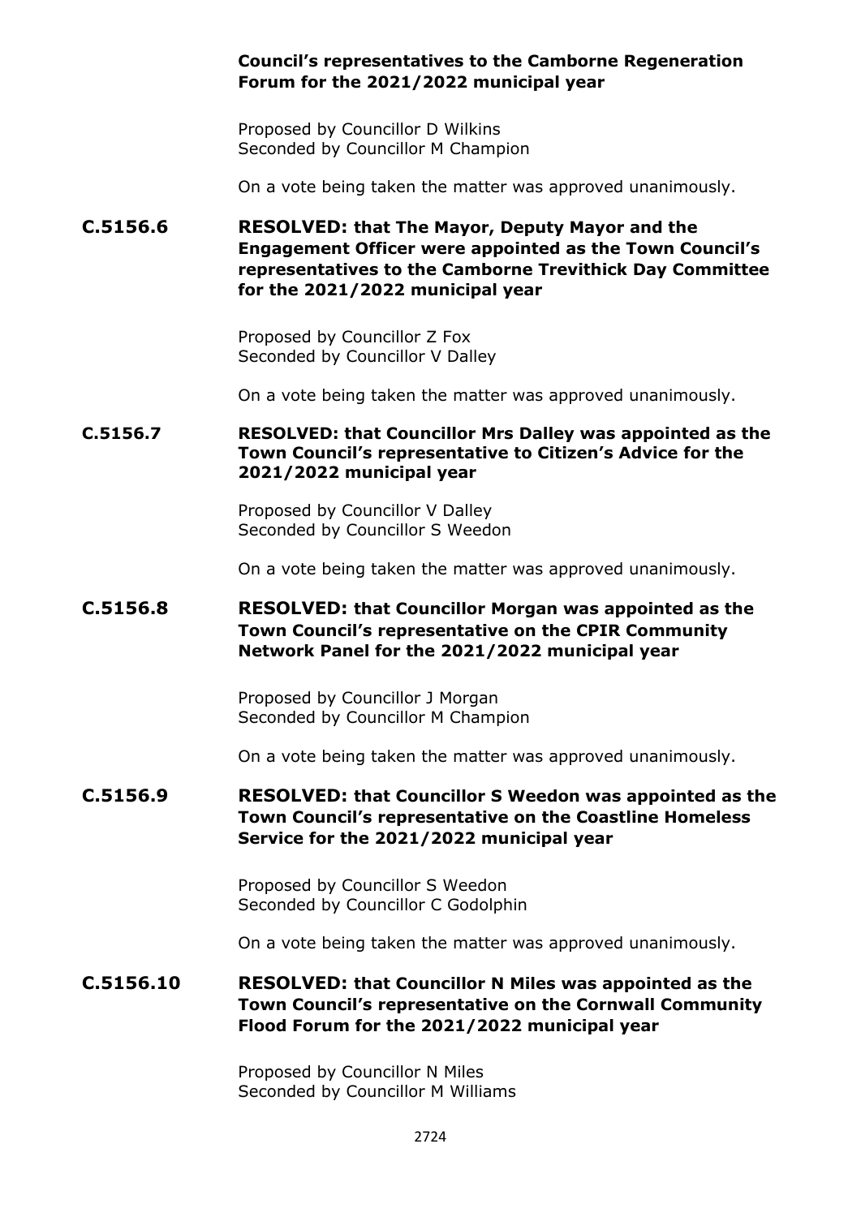**Council's representatives to the Camborne Regeneration Forum for the 2021/2022 municipal year**

Proposed by Councillor D Wilkins
Seconded by Councillor M Champion

On a vote being taken the matter was approved unanimously.

**C.5156.6 RESOLVED: that The Mayor, Deputy Mayor and the Engagement Officer were appointed as the Town Council's representatives to the Camborne Trevithick Day Committee for the 2021/2022 municipal year**

Proposed by Councillor Z Fox
Seconded by Councillor V Dalley

On a vote being taken the matter was approved unanimously.

**C.5156.7 RESOLVED: that Councillor Mrs Dalley was appointed as the Town Council's representative to Citizen's Advice for the 2021/2022 municipal year**

Proposed by Councillor V Dalley
Seconded by Councillor S Weedon

On a vote being taken the matter was approved unanimously.

**C.5156.8 RESOLVED: that Councillor Morgan was appointed as the Town Council's representative on the CPIR Community Network Panel for the 2021/2022 municipal year**

Proposed by Councillor J Morgan
Seconded by Councillor M Champion

On a vote being taken the matter was approved unanimously.

**C.5156.9 RESOLVED: that Councillor S Weedon was appointed as the Town Council's representative on the Coastline Homeless Service for the 2021/2022 municipal year**

Proposed by Councillor S Weedon
Seconded by Councillor C Godolphin

On a vote being taken the matter was approved unanimously.

**C.5156.10 RESOLVED: that Councillor N Miles was appointed as the Town Council's representative on the Cornwall Community Flood Forum for the 2021/2022 municipal year**

Proposed by Councillor N Miles
Seconded by Councillor M Williams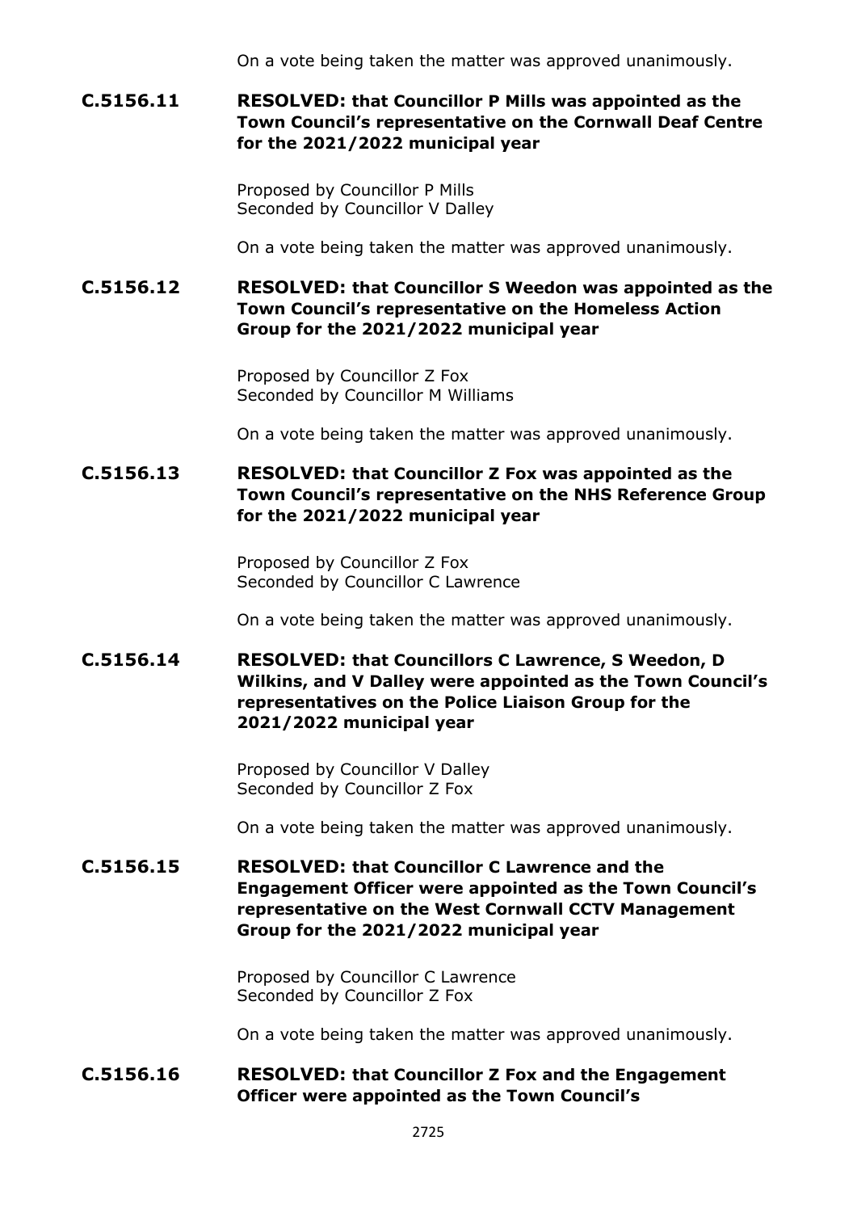On a vote being taken the matter was approved unanimously.

**C.5156.11 RESOLVED: that Councillor P Mills was appointed as the Town Council's representative on the Cornwall Deaf Centre for the 2021/2022 municipal year**

Proposed by Councillor P Mills
Seconded by Councillor V Dalley

On a vote being taken the matter was approved unanimously.

**C.5156.12 RESOLVED: that Councillor S Weedon was appointed as the Town Council's representative on the Homeless Action Group for the 2021/2022 municipal year**

Proposed by Councillor Z Fox
Seconded by Councillor M Williams

On a vote being taken the matter was approved unanimously.

**C.5156.13 RESOLVED: that Councillor Z Fox was appointed as the Town Council's representative on the NHS Reference Group for the 2021/2022 municipal year**

Proposed by Councillor Z Fox
Seconded by Councillor C Lawrence

On a vote being taken the matter was approved unanimously.

**C.5156.14 RESOLVED: that Councillors C Lawrence, S Weedon, D Wilkins, and V Dalley were appointed as the Town Council's representatives on the Police Liaison Group for the 2021/2022 municipal year**

Proposed by Councillor V Dalley
Seconded by Councillor Z Fox

On a vote being taken the matter was approved unanimously.

**C.5156.15 RESOLVED: that Councillor C Lawrence and the Engagement Officer were appointed as the Town Council's representative on the West Cornwall CCTV Management Group for the 2021/2022 municipal year**

Proposed by Councillor C Lawrence
Seconded by Councillor Z Fox

On a vote being taken the matter was approved unanimously.

**C.5156.16 RESOLVED: that Councillor Z Fox and the Engagement Officer were appointed as the Town Council's**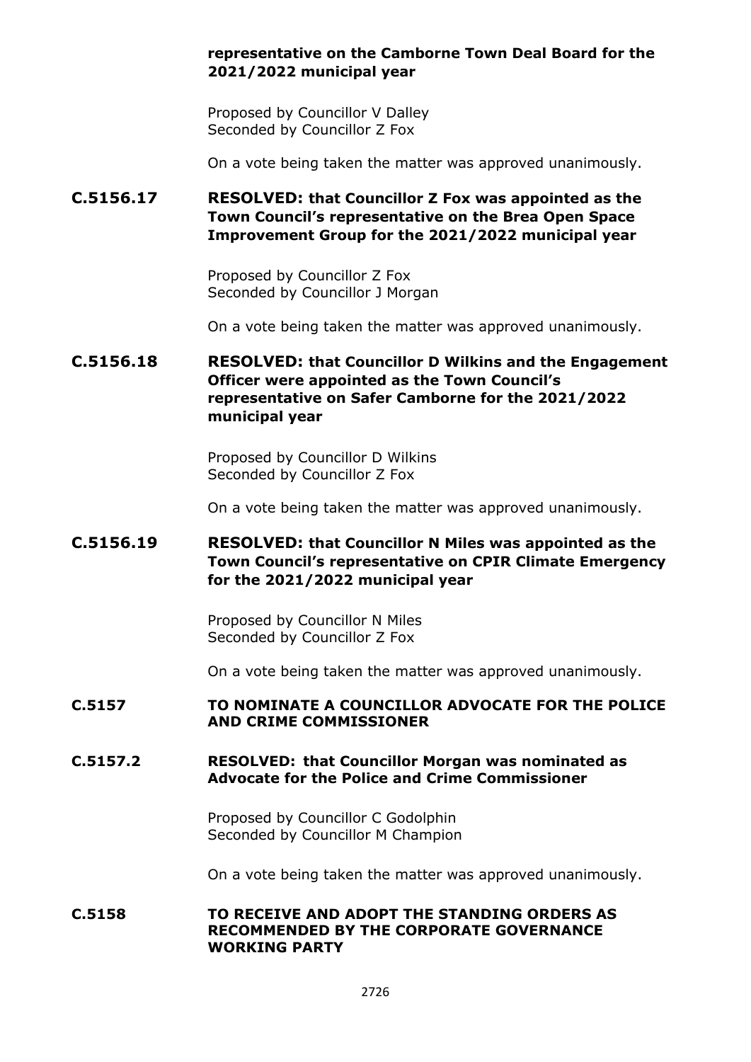**representative on the Camborne Town Deal Board for the 2021/2022 municipal year**

Proposed by Councillor V Dalley
Seconded by Councillor Z Fox

On a vote being taken the matter was approved unanimously.

**C.5156.17 RESOLVED: that Councillor Z Fox was appointed as the Town Council's representative on the Brea Open Space Improvement Group for the 2021/2022 municipal year**

Proposed by Councillor Z Fox
Seconded by Councillor J Morgan

On a vote being taken the matter was approved unanimously.

**C.5156.18 RESOLVED: that Councillor D Wilkins and the Engagement Officer were appointed as the Town Council's representative on Safer Camborne for the 2021/2022 municipal year**

Proposed by Councillor D Wilkins
Seconded by Councillor Z Fox

On a vote being taken the matter was approved unanimously.

**C.5156.19 RESOLVED: that Councillor N Miles was appointed as the Town Council's representative on CPIR Climate Emergency for the 2021/2022 municipal year**

Proposed by Councillor N Miles
Seconded by Councillor Z Fox

On a vote being taken the matter was approved unanimously.

**C.5157 TO NOMINATE A COUNCILLOR ADVOCATE FOR THE POLICE AND CRIME COMMISSIONER**

**C.5157.2 RESOLVED: that Councillor Morgan was nominated as Advocate for the Police and Crime Commissioner**

Proposed by Councillor C Godolphin
Seconded by Councillor M Champion

On a vote being taken the matter was approved unanimously.

**C.5158 TO RECEIVE AND ADOPT THE STANDING ORDERS AS RECOMMENDED BY THE CORPORATE GOVERNANCE WORKING PARTY**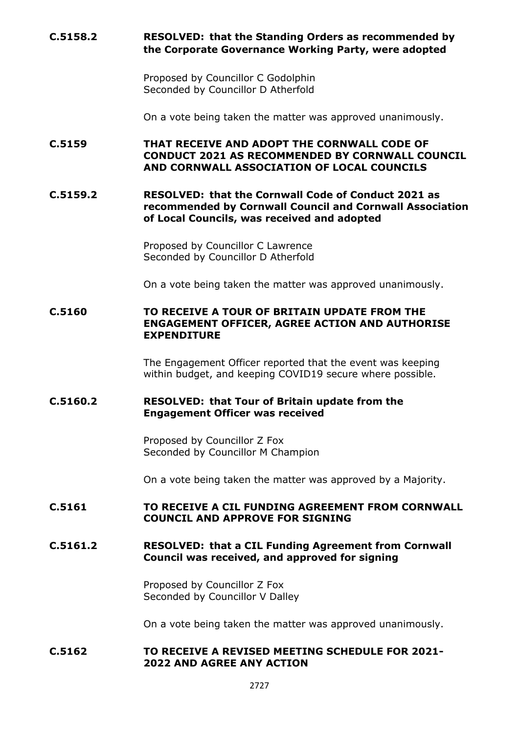**C.5158.2 RESOLVED: that the Standing Orders as recommended by the Corporate Governance Working Party, were adopted**

Proposed by Councillor C Godolphin
Seconded by Councillor D Atherfold

On a vote being taken the matter was approved unanimously.

**C.5159 THAT RECEIVE AND ADOPT THE CORNWALL CODE OF CONDUCT 2021 AS RECOMMENDED BY CORNWALL COUNCIL AND CORNWALL ASSOCIATION OF LOCAL COUNCILS**

**C.5159.2 RESOLVED: that the Cornwall Code of Conduct 2021 as recommended by Cornwall Council and Cornwall Association of Local Councils, was received and adopted**

Proposed by Councillor C Lawrence
Seconded by Councillor D Atherfold

On a vote being taken the matter was approved unanimously.

**C.5160 TO RECEIVE A TOUR OF BRITAIN UPDATE FROM THE ENGAGEMENT OFFICER, AGREE ACTION AND AUTHORISE EXPENDITURE**

The Engagement Officer reported that the event was keeping within budget, and keeping COVID19 secure where possible.

**C.5160.2 RESOLVED: that Tour of Britain update from the Engagement Officer was received**

Proposed by Councillor Z Fox
Seconded by Councillor M Champion

On a vote being taken the matter was approved by a Majority.

**C.5161 TO RECEIVE A CIL FUNDING AGREEMENT FROM CORNWALL COUNCIL AND APPROVE FOR SIGNING**

**C.5161.2 RESOLVED: that a CIL Funding Agreement from Cornwall Council was received, and approved for signing**

Proposed by Councillor Z Fox
Seconded by Councillor V Dalley

On a vote being taken the matter was approved unanimously.

**C.5162 TO RECEIVE A REVISED MEETING SCHEDULE FOR 2021-2022 AND AGREE ANY ACTION**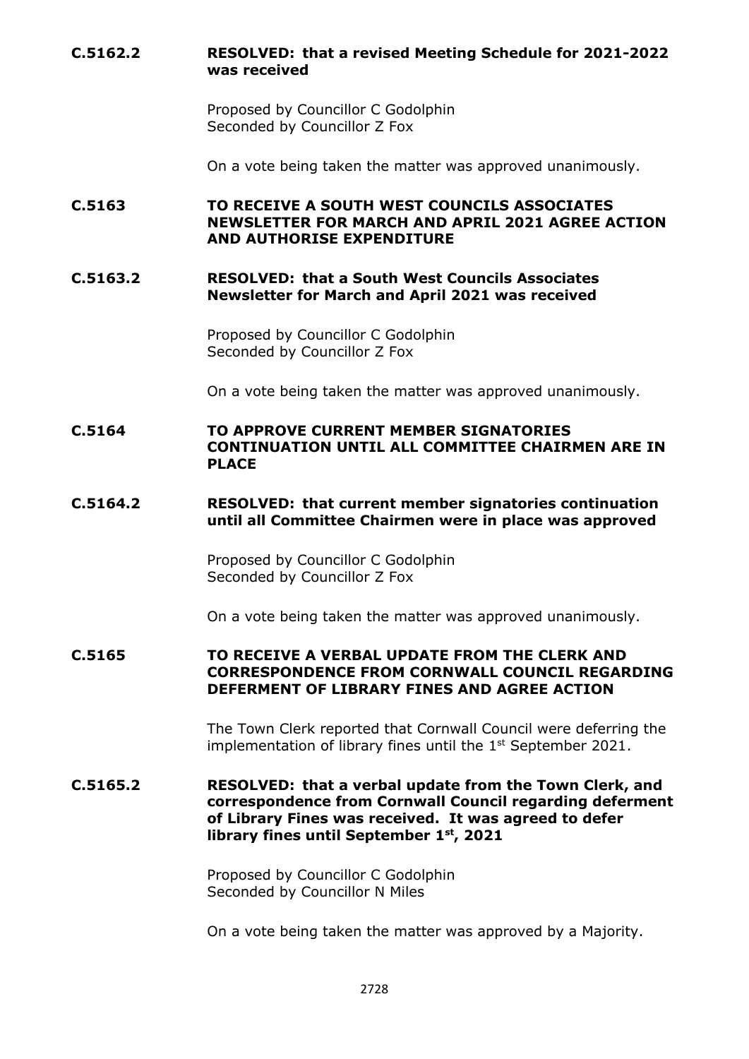**C.5162.2** **RESOLVED: that a revised Meeting Schedule for 2021-2022 was received**

Proposed by Councillor C Godolphin
Seconded by Councillor Z Fox

On a vote being taken the matter was approved unanimously.

**C.5163** **TO RECEIVE A SOUTH WEST COUNCILS ASSOCIATES NEWSLETTER FOR MARCH AND APRIL 2021 AGREE ACTION AND AUTHORISE EXPENDITURE**

**C.5163.2** **RESOLVED: that a South West Councils Associates Newsletter for March and April 2021 was received**

Proposed by Councillor C Godolphin
Seconded by Councillor Z Fox

On a vote being taken the matter was approved unanimously.

**C.5164** **TO APPROVE CURRENT MEMBER SIGNATORIES CONTINUATION UNTIL ALL COMMITTEE CHAIRMEN ARE IN PLACE**

**C.5164.2** **RESOLVED: that current member signatories continuation until all Committee Chairmen were in place was approved**

Proposed by Councillor C Godolphin
Seconded by Councillor Z Fox

On a vote being taken the matter was approved unanimously.

**C.5165** **TO RECEIVE A VERBAL UPDATE FROM THE CLERK AND CORRESPONDENCE FROM CORNWALL COUNCIL REGARDING DEFERMENT OF LIBRARY FINES AND AGREE ACTION**

The Town Clerk reported that Cornwall Council were deferring the implementation of library fines until the 1st September 2021.

**C.5165.2** **RESOLVED: that a verbal update from the Town Clerk, and correspondence from Cornwall Council regarding deferment of Library Fines was received. It was agreed to defer library fines until September 1st, 2021**

Proposed by Councillor C Godolphin
Seconded by Councillor N Miles

On a vote being taken the matter was approved by a Majority.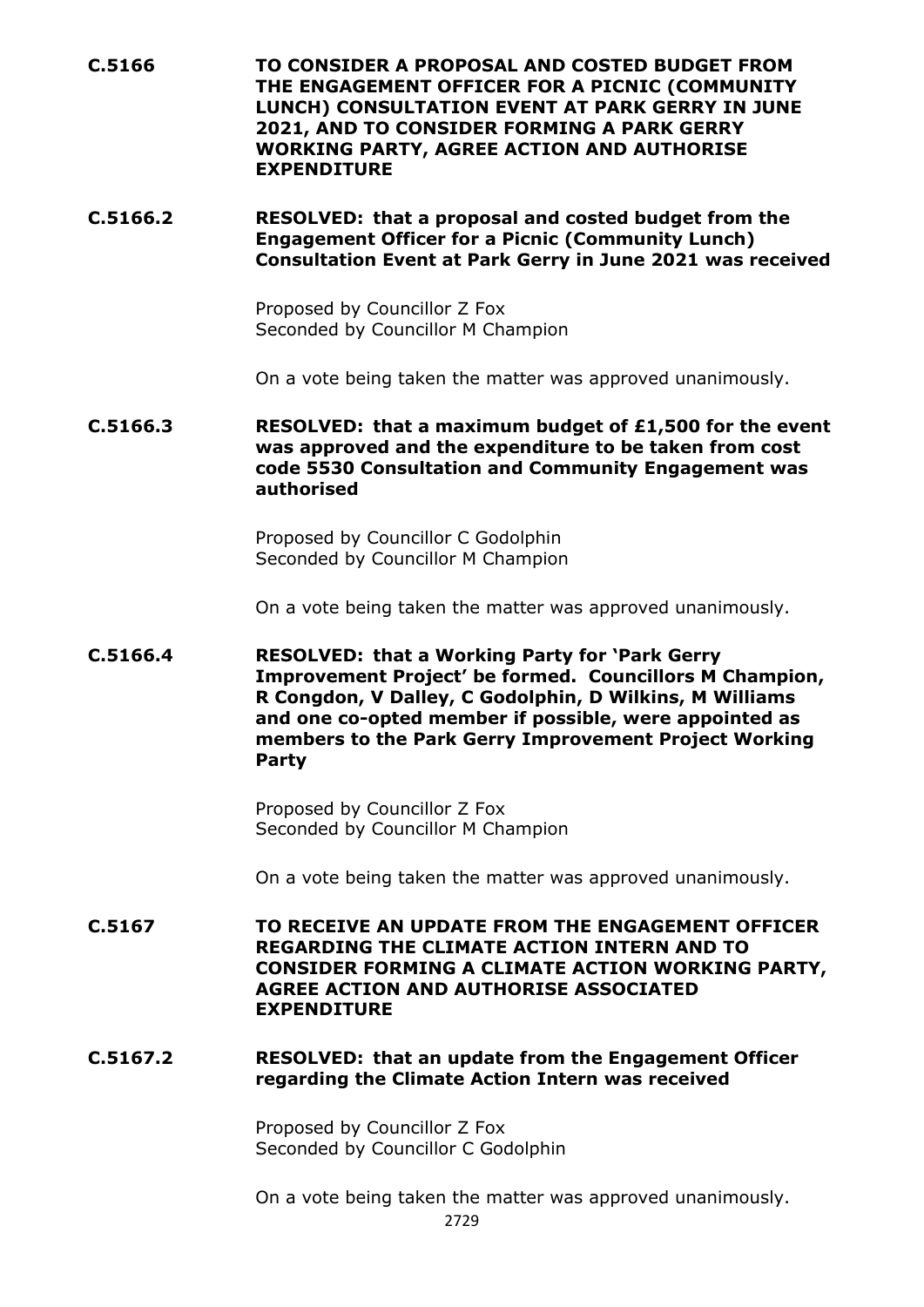**C.5166 TO CONSIDER A PROPOSAL AND COSTED BUDGET FROM THE ENGAGEMENT OFFICER FOR A PICNIC (COMMUNITY LUNCH) CONSULTATION EVENT AT PARK GERRY IN JUNE 2021, AND TO CONSIDER FORMING A PARK GERRY WORKING PARTY, AGREE ACTION AND AUTHORISE EXPENDITURE**

**C.5166.2 RESOLVED: that a proposal and costed budget from the Engagement Officer for a Picnic (Community Lunch) Consultation Event at Park Gerry in June 2021 was received**

Proposed by Councillor Z Fox
Seconded by Councillor M Champion

On a vote being taken the matter was approved unanimously.

**C.5166.3 RESOLVED: that a maximum budget of £1,500 for the event was approved and the expenditure to be taken from cost code 5530 Consultation and Community Engagement was authorised**

Proposed by Councillor C Godolphin
Seconded by Councillor M Champion

On a vote being taken the matter was approved unanimously.

**C.5166.4 RESOLVED: that a Working Party for 'Park Gerry Improvement Project' be formed. Councillors M Champion, R Congdon, V Dalley, C Godolphin, D Wilkins, M Williams and one co-opted member if possible, were appointed as members to the Park Gerry Improvement Project Working Party**

Proposed by Councillor Z Fox
Seconded by Councillor M Champion

On a vote being taken the matter was approved unanimously.

**C.5167 TO RECEIVE AN UPDATE FROM THE ENGAGEMENT OFFICER REGARDING THE CLIMATE ACTION INTERN AND TO CONSIDER FORMING A CLIMATE ACTION WORKING PARTY, AGREE ACTION AND AUTHORISE ASSOCIATED EXPENDITURE**

**C.5167.2 RESOLVED: that an update from the Engagement Officer regarding the Climate Action Intern was received**

Proposed by Councillor Z Fox
Seconded by Councillor C Godolphin

On a vote being taken the matter was approved unanimously.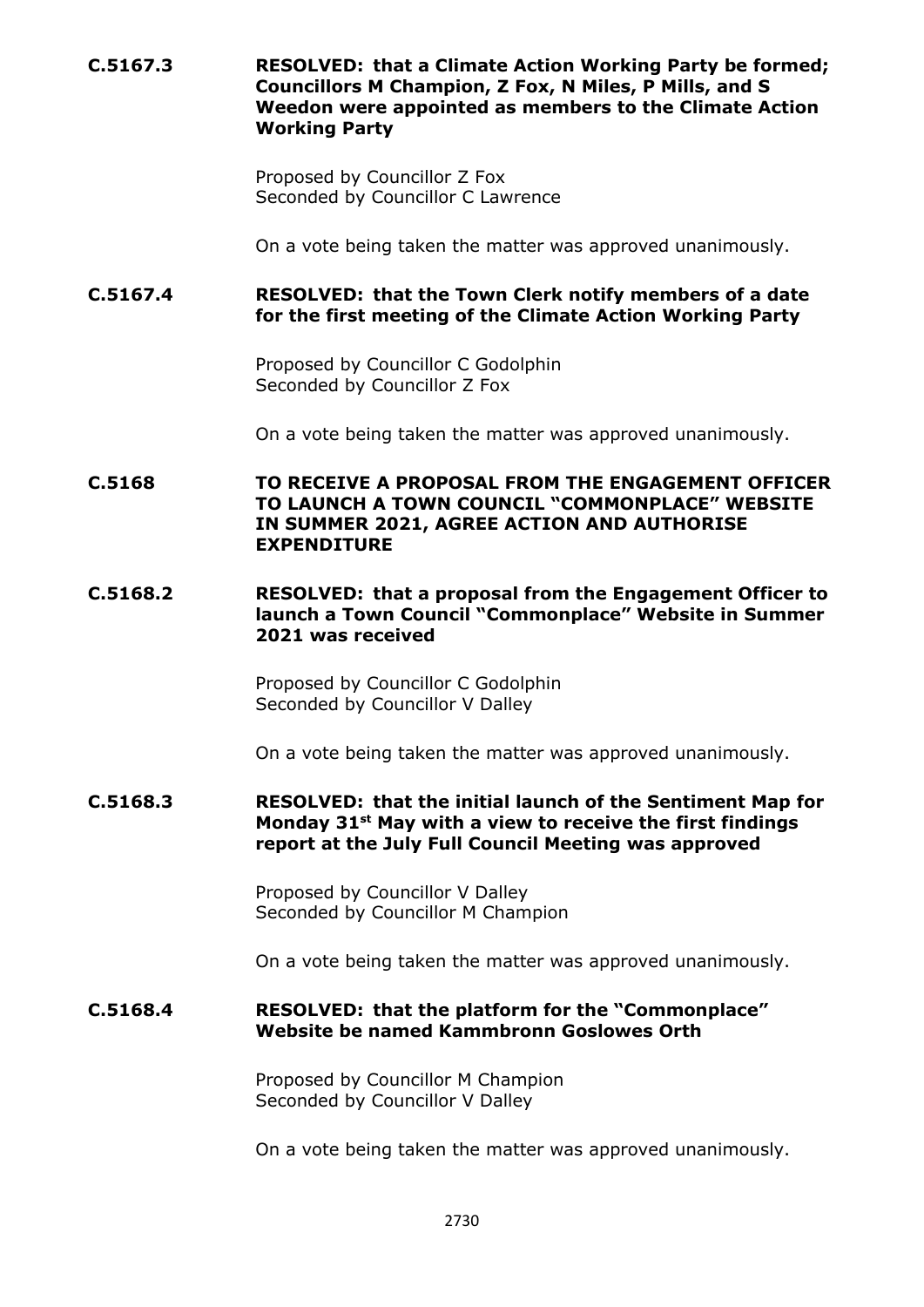**C.5167.3 RESOLVED: that a Climate Action Working Party be formed; Councillors M Champion, Z Fox, N Miles, P Mills, and S Weedon were appointed as members to the Climate Action Working Party**

Proposed by Councillor Z Fox
Seconded by Councillor C Lawrence

On a vote being taken the matter was approved unanimously.

**C.5167.4 RESOLVED: that the Town Clerk notify members of a date for the first meeting of the Climate Action Working Party**

Proposed by Councillor C Godolphin
Seconded by Councillor Z Fox

On a vote being taken the matter was approved unanimously.

**C.5168 TO RECEIVE A PROPOSAL FROM THE ENGAGEMENT OFFICER TO LAUNCH A TOWN COUNCIL "COMMONPLACE" WEBSITE IN SUMMER 2021, AGREE ACTION AND AUTHORISE EXPENDITURE**

**C.5168.2 RESOLVED: that a proposal from the Engagement Officer to launch a Town Council "Commonplace" Website in Summer 2021 was received**

Proposed by Councillor C Godolphin
Seconded by Councillor V Dalley

On a vote being taken the matter was approved unanimously.

**C.5168.3 RESOLVED: that the initial launch of the Sentiment Map for Monday 31st May with a view to receive the first findings report at the July Full Council Meeting was approved**

Proposed by Councillor V Dalley
Seconded by Councillor M Champion

On a vote being taken the matter was approved unanimously.

**C.5168.4 RESOLVED: that the platform for the "Commonplace" Website be named Kammbronn Goslowes Orth**

Proposed by Councillor M Champion
Seconded by Councillor V Dalley

On a vote being taken the matter was approved unanimously.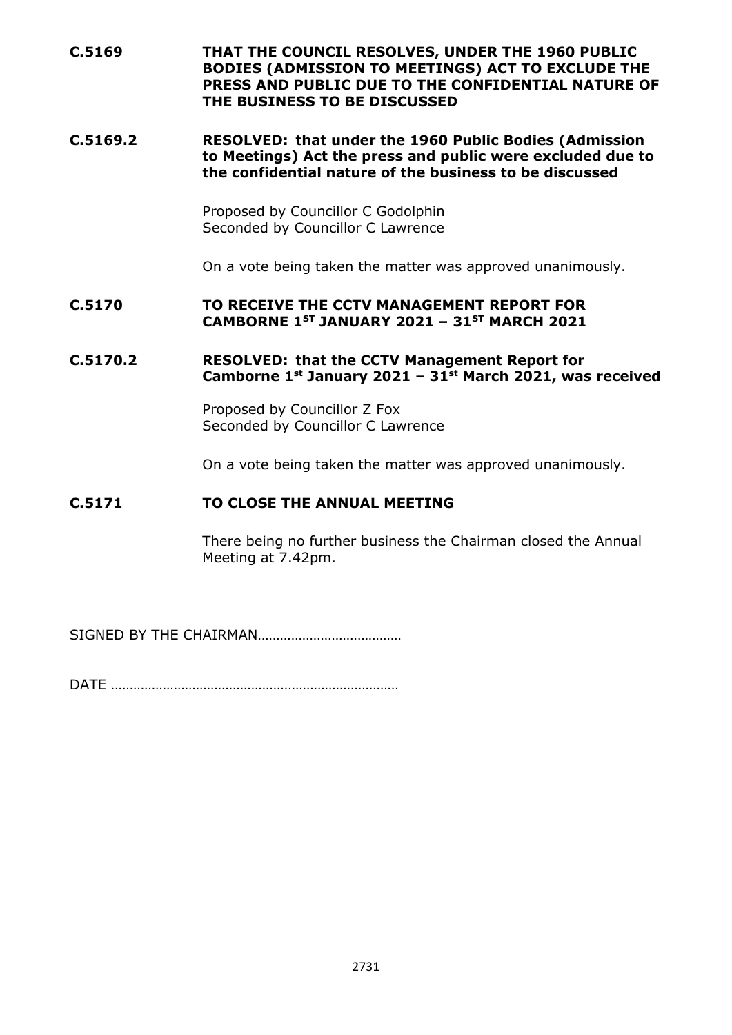**C.5169 THAT THE COUNCIL RESOLVES, UNDER THE 1960 PUBLIC BODIES (ADMISSION TO MEETINGS) ACT TO EXCLUDE THE PRESS AND PUBLIC DUE TO THE CONFIDENTIAL NATURE OF THE BUSINESS TO BE DISCUSSED**

**C.5169.2 RESOLVED: that under the 1960 Public Bodies (Admission to Meetings) Act the press and public were excluded due to the confidential nature of the business to be discussed**

Proposed by Councillor C Godolphin
Seconded by Councillor C Lawrence

On a vote being taken the matter was approved unanimously.

**C.5170 TO RECEIVE THE CCTV MANAGEMENT REPORT FOR CAMBORNE 1ST JANUARY 2021 – 31ST MARCH 2021**

**C.5170.2 RESOLVED: that the CCTV Management Report for Camborne 1st January 2021 – 31st March 2021, was received**

Proposed by Councillor Z Fox
Seconded by Councillor C Lawrence

On a vote being taken the matter was approved unanimously.

**C.5171 TO CLOSE THE ANNUAL MEETING**

There being no further business the Chairman closed the Annual Meeting at 7.42pm.

SIGNED BY THE CHAIRMAN………………………………

DATE ……………………………………………………………………